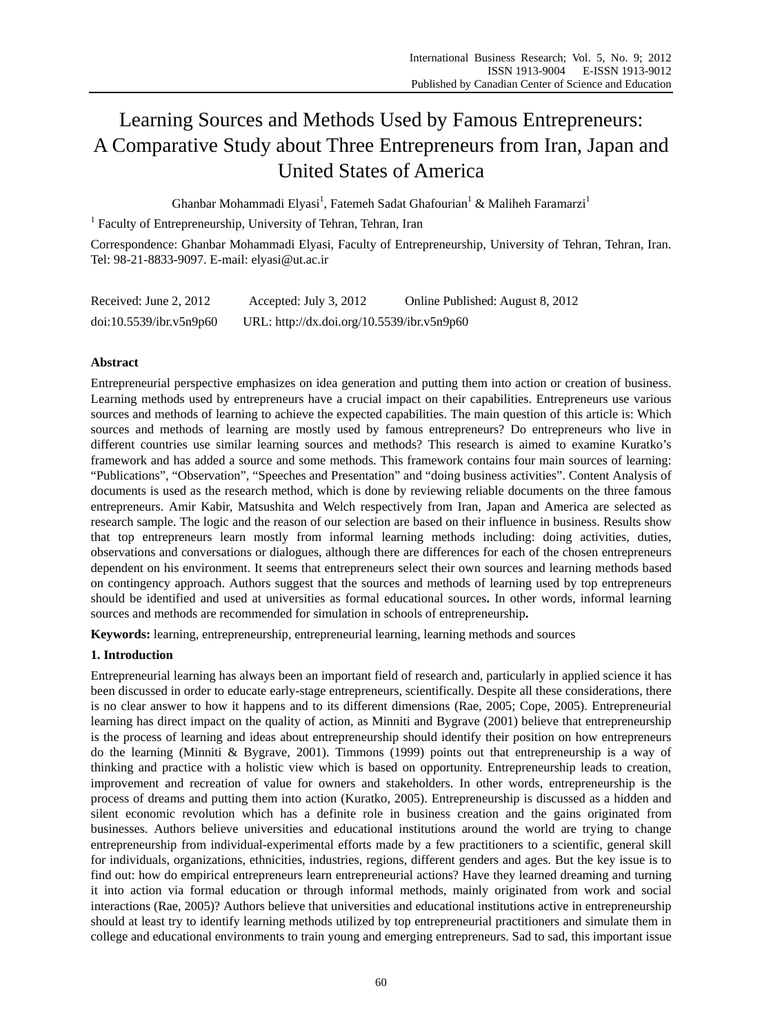# Learning Sources and Methods Used by Famous Entrepreneurs: A Comparative Study about Three Entrepreneurs from Iran, Japan and United States of America

Ghanbar Mohammadi Elyasi[1], Fatemeh Sadat Ghafourian[1] & Maliheh Faramarzi[1]

[1] Faculty of Entrepreneurship, University of Tehran, Tehran, Iran

Correspondence: Ghanbar Mohammadi Elyasi, Faculty of Entrepreneurship, University of Tehran, Tehran, Iran. Tel: 98-21-8833-9097. E-mail: elyasi@ut.ac.ir

Received: June 2, 2012 Accepted: July 3, 2012 Online Published: August 8, 2012

doi:10.5539/ibr.v5n9p60 URL: http://dx.doi.org/10.5539/ibr.v5n9p60

## Abstract

Entrepreneurial perspective emphasizes on idea generation and putting them into action or creation of business. Learning methods used by entrepreneurs have a crucial impact on their capabilities. Entrepreneurs use various sources and methods of learning to achieve the expected capabilities. The main question of this article is: Which sources and methods of learning are mostly used by famous entrepreneurs? Do entrepreneurs who live in different countries use similar learning sources and methods? This research is aimed to examine Kuratko's framework and has added a source and some methods. This framework contains four main sources of learning: "Publications", "Observation", "Speeches and Presentation" and "doing business activities". Content Analysis of documents is used as the research method, which is done by reviewing reliable documents on the three famous entrepreneurs. Amir Kabir, Matsushita and Welch respectively from Iran, Japan and America are selected as research sample. The logic and the reason of our selection are based on their influence in business. Results show that top entrepreneurs learn mostly from informal learning methods including: doing activities, duties, observations and conversations or dialogues, although there are differences for each of the chosen entrepreneurs dependent on his environment. It seems that entrepreneurs select their own sources and learning methods based on contingency approach. Authors suggest that the sources and methods of learning used by top entrepreneurs should be identified and used at universities as formal educational sources**.** In other words, informal learning sources and methods are recommended for simulation in schools of entrepreneurship**.**

**Keywords:** learning, entrepreneurship, entrepreneurial learning, learning methods and sources

## 1. Introduction

Entrepreneurial learning has always been an important field of research and, particularly in applied science it has been discussed in order to educate early-stage entrepreneurs, scientifically. Despite all these considerations, there is no clear answer to how it happens and to its different dimensions (Rae, 2005; Cope, 2005). Entrepreneurial learning has direct impact on the quality of action, as Minniti and Bygrave (2001) believe that entrepreneurship is the process of learning and ideas about entrepreneurship should identify their position on how entrepreneurs do the learning (Minniti & Bygrave, 2001). Timmons (1999) points out that entrepreneurship is a way of thinking and practice with a holistic view which is based on opportunity. Entrepreneurship leads to creation, improvement and recreation of value for owners and stakeholders. In other words, entrepreneurship is the process of dreams and putting them into action (Kuratko, 2005). Entrepreneurship is discussed as a hidden and silent economic revolution which has a definite role in business creation and the gains originated from businesses. Authors believe universities and educational institutions around the world are trying to change entrepreneurship from individual-experimental efforts made by a few practitioners to a scientific, general skill for individuals, organizations, ethnicities, industries, regions, different genders and ages. But the key issue is to find out: how do empirical entrepreneurs learn entrepreneurial actions? Have they learned dreaming and turning it into action via formal education or through informal methods, mainly originated from work and social interactions (Rae, 2005)? Authors believe that universities and educational institutions active in entrepreneurship should at least try to identify learning methods utilized by top entrepreneurial practitioners and simulate them in college and educational environments to train young and emerging entrepreneurs. Sad to sad, this important issue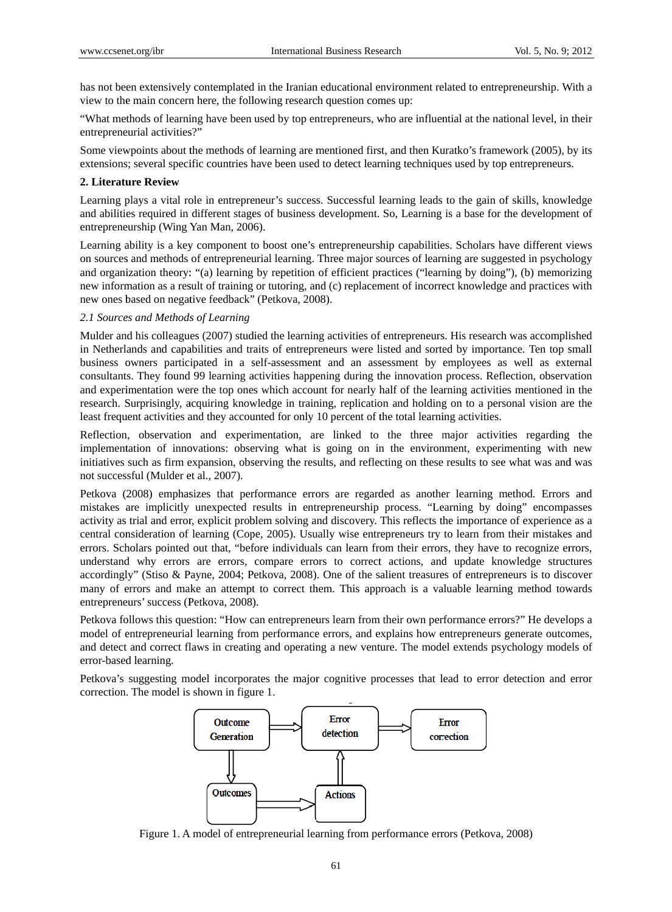has not been extensively contemplated in the Iranian educational environment related to entrepreneurship. With a view to the main concern here, the following research question comes up:

"What methods of learning have been used by top entrepreneurs, who are influential at the national level, in their entrepreneurial activities?"

Some viewpoints about the methods of learning are mentioned first, and then Kuratko's framework (2005), by its extensions; several specific countries have been used to detect learning techniques used by top entrepreneurs.

## 2. Literature Review

Learning plays a vital role in entrepreneur's success. Successful learning leads to the gain of skills, knowledge and abilities required in different stages of business development. So, Learning is a base for the development of entrepreneurship (Wing Yan Man, 2006).

Learning ability is a key component to boost one's entrepreneurship capabilities. Scholars have different views on sources and methods of entrepreneurial learning. Three major sources of learning are suggested in psychology and organization theory: "(a) learning by repetition of efficient practices ("learning by doing"), (b) memorizing new information as a result of training or tutoring, and (c) replacement of incorrect knowledge and practices with new ones based on negative feedback" (Petkova, 2008).

### *2.1 Sources and Methods of Learning*

Mulder and his colleagues (2007) studied the learning activities of entrepreneurs. His research was accomplished in Netherlands and capabilities and traits of entrepreneurs were listed and sorted by importance. Ten top small business owners participated in a self-assessment and an assessment by employees as well as external consultants. They found 99 learning activities happening during the innovation process. Reflection, observation and experimentation were the top ones which account for nearly half of the learning activities mentioned in the research. Surprisingly, acquiring knowledge in training, replication and holding on to a personal vision are the least frequent activities and they accounted for only 10 percent of the total learning activities.

Reflection, observation and experimentation, are linked to the three major activities regarding the implementation of innovations: observing what is going on in the environment, experimenting with new initiatives such as firm expansion, observing the results, and reflecting on these results to see what was and was not successful (Mulder et al., 2007).

Petkova (2008) emphasizes that performance errors are regarded as another learning method. Errors and mistakes are implicitly unexpected results in entrepreneurship process. "Learning by doing" encompasses activity as trial and error, explicit problem solving and discovery. This reflects the importance of experience as a central consideration of learning (Cope, 2005). Usually wise entrepreneurs try to learn from their mistakes and errors. Scholars pointed out that, "before individuals can learn from their errors, they have to recognize errors, understand why errors are errors, compare errors to correct actions, and update knowledge structures accordingly" (Stiso & Payne, 2004; Petkova, 2008). One of the salient treasures of entrepreneurs is to discover many of errors and make an attempt to correct them. This approach is a valuable learning method towards entrepreneurs' success (Petkova, 2008).

Petkova follows this question: "How can entrepreneurs learn from their own performance errors?" He develops a model of entrepreneurial learning from performance errors, and explains how entrepreneurs generate outcomes, and detect and correct flaws in creating and operating a new venture. The model extends psychology models of error-based learning.

Petkova's suggesting model incorporates the major cognitive processes that lead to error detection and error correction. The model is shown in figure 1.

Outcome Generation → Error detection → Error correction

Outcome Generation → Outcomes → Actions → Error detection

Figure 1. A model of entrepreneurial learning from performance errors (Petkova, 2008)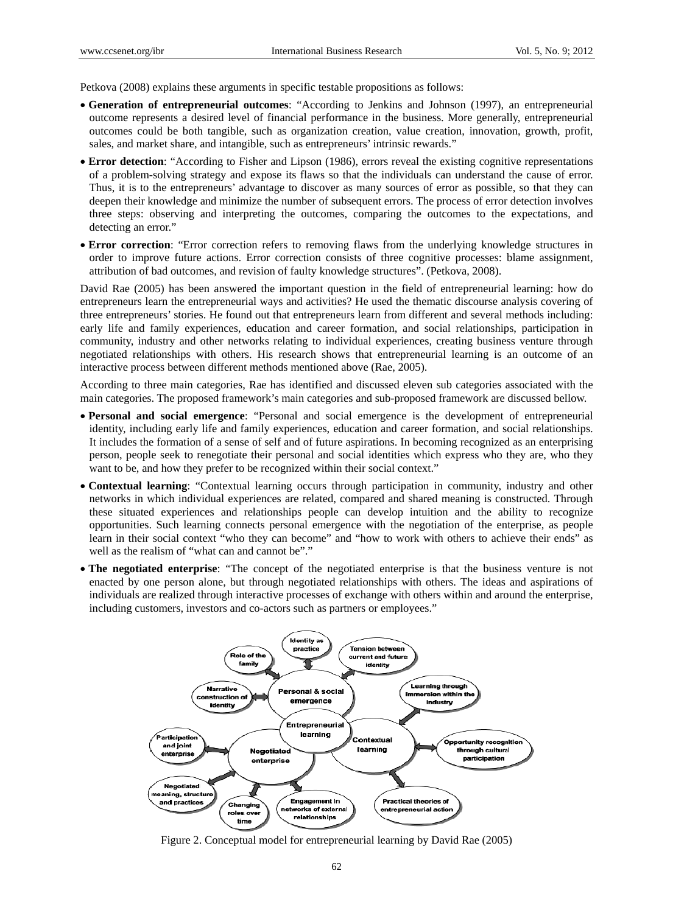Petkova (2008) explains these arguments in specific testable propositions as follows:

- **Generation of entrepreneurial outcomes**: "According to Jenkins and Johnson (1997), an entrepreneurial outcome represents a desired level of financial performance in the business. More generally, entrepreneurial outcomes could be both tangible, such as organization creation, value creation, innovation, growth, profit, sales, and market share, and intangible, such as entrepreneurs' intrinsic rewards."
- **Error detection**: "According to Fisher and Lipson (1986), errors reveal the existing cognitive representations of a problem-solving strategy and expose its flaws so that the individuals can understand the cause of error. Thus, it is to the entrepreneurs' advantage to discover as many sources of error as possible, so that they can deepen their knowledge and minimize the number of subsequent errors. The process of error detection involves three steps: observing and interpreting the outcomes, comparing the outcomes to the expectations, and detecting an error."
- **Error correction**: "Error correction refers to removing flaws from the underlying knowledge structures in order to improve future actions. Error correction consists of three cognitive processes: blame assignment, attribution of bad outcomes, and revision of faulty knowledge structures". (Petkova, 2008).

David Rae (2005) has been answered the important question in the field of entrepreneurial learning: how do entrepreneurs learn the entrepreneurial ways and activities? He used the thematic discourse analysis covering of three entrepreneurs' stories. He found out that entrepreneurs learn from different and several methods including: early life and family experiences, education and career formation, and social relationships, participation in community, industry and other networks relating to individual experiences, creating business venture through negotiated relationships with others. His research shows that entrepreneurial learning is an outcome of an interactive process between different methods mentioned above (Rae, 2005).

According to three main categories, Rae has identified and discussed eleven sub categories associated with the main categories. The proposed framework's main categories and sub-proposed framework are discussed bellow.

- **Personal and social emergence**: "Personal and social emergence is the development of entrepreneurial identity, including early life and family experiences, education and career formation, and social relationships. It includes the formation of a sense of self and of future aspirations. In becoming recognized as an enterprising person, people seek to renegotiate their personal and social identities which express who they are, who they want to be, and how they prefer to be recognized within their social context."
- **Contextual learning**: "Contextual learning occurs through participation in community, industry and other networks in which individual experiences are related, compared and shared meaning is constructed. Through these situated experiences and relationships people can develop intuition and the ability to recognize opportunities. Such learning connects personal emergence with the negotiation of the enterprise, as people learn in their social context "who they can become" and "how to work with others to achieve their ends" as well as the realism of "what can and cannot be"."
- **The negotiated enterprise**: "The concept of the negotiated enterprise is that the business venture is not enacted by one person alone, but through negotiated relationships with others. The ideas and aspirations of individuals are realized through interactive processes of exchange with others within and around the enterprise, including customers, investors and co-actors such as partners or employees."

Figure 2. Conceptual model for entrepreneurial learning by David Rae (2005)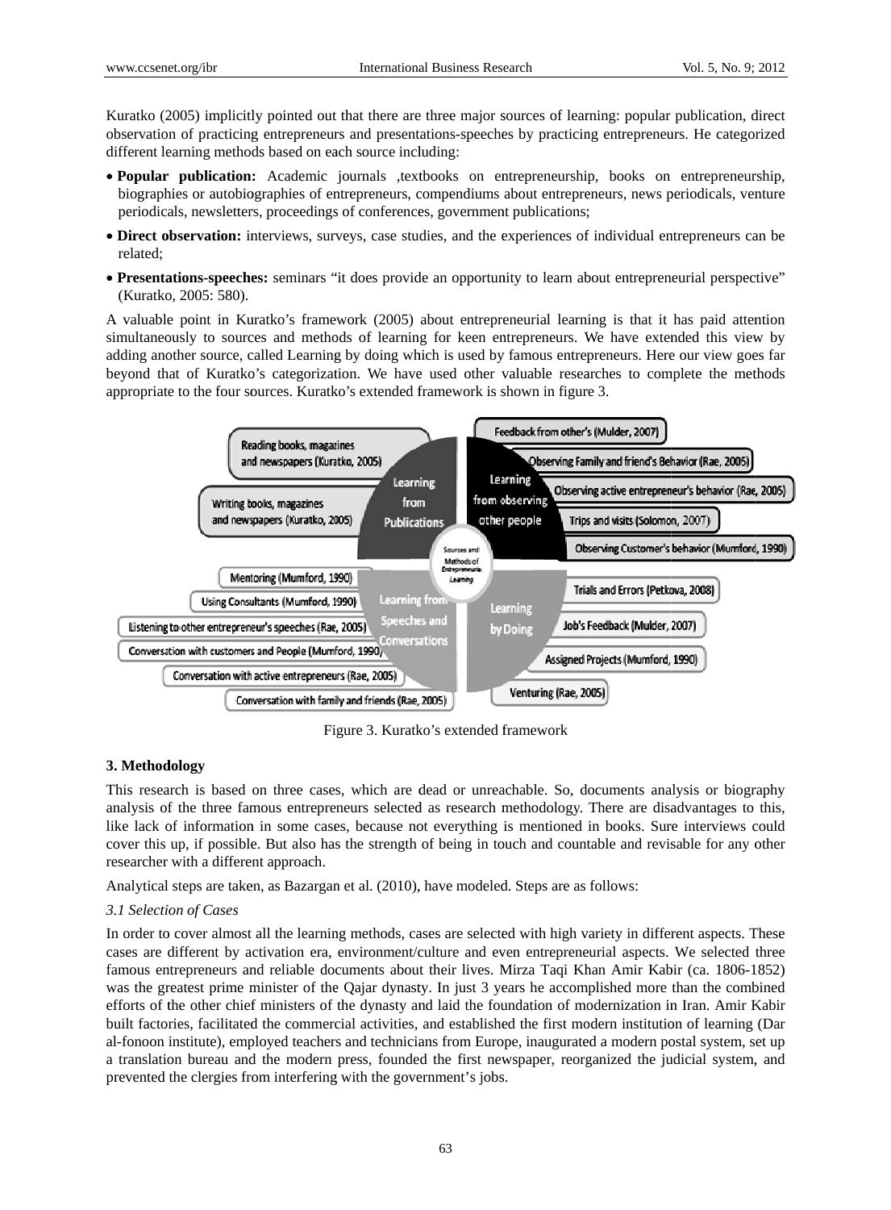Kuratko (2005) implicitly pointed out that there are three major sources of learning: popular publication, direct observation of practicing entrepreneurs and presentations-speeches by practicing entrepreneurs. He categorized different learning methods based on each source including:

- **Popular publication:** Academic journals ,textbooks on entrepreneurship, books on entrepreneurship, biographies or autobiographies of entrepreneurs, compendiums about entrepreneurs, news periodicals, venture periodicals, newsletters, proceedings of conferences, government publications;
- **Direct observation:** interviews, surveys, case studies, and the experiences of individual entrepreneurs can be related;
- **Presentations-speeches:** seminars "it does provide an opportunity to learn about entrepreneurial perspective" (Kuratko, 2005: 580).

A valuable point in Kuratko's framework (2005) about entrepreneurial learning is that it has paid attention simultaneously to sources and methods of learning for keen entrepreneurs. We have extended this view by adding another source, called Learning by doing which is used by famous entrepreneurs. Here our view goes far beyond that of Kuratko's categorization. We have used other valuable researches to complete the methods appropriate to the four sources. Kuratko's extended framework is shown in figure 3.

Figure 3. Kuratko's extended framework

## 3. Methodology

This research is based on three cases, which are dead or unreachable. So, documents analysis or biography analysis of the three famous entrepreneurs selected as research methodology. There are disadvantages to this, like lack of information in some cases, because not everything is mentioned in books. Sure interviews could cover this up, if possible. But also has the strength of being in touch and countable and revisable for any other researcher with a different approach.

Analytical steps are taken, as Bazargan et al. (2010), have modeled. Steps are as follows:

### *3.1 Selection of Cases*

In order to cover almost all the learning methods, cases are selected with high variety in different aspects. These cases are different by activation era, environment/culture and even entrepreneurial aspects. We selected three famous entrepreneurs and reliable documents about their lives. Mirza Taqi Khan Amir Kabir (ca. 1806-1852) was the greatest prime minister of the Qajar dynasty. In just 3 years he accomplished more than the combined efforts of the other chief ministers of the dynasty and laid the foundation of modernization in Iran. Amir Kabir built factories, facilitated the commercial activities, and established the first modern institution of learning (Dar al-fonoon institute), employed teachers and technicians from Europe, inaugurated a modern postal system, set up a translation bureau and the modern press, founded the first newspaper, reorganized the judicial system, and prevented the clergies from interfering with the government's jobs.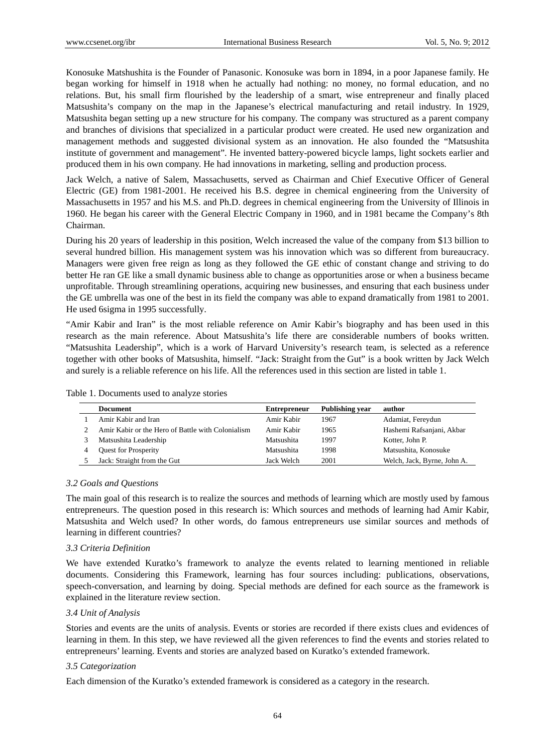Konosuke Matshushita is the Founder of Panasonic. Konosuke was born in 1894, in a poor Japanese family. He began working for himself in 1918 when he actually had nothing: no money, no formal education, and no relations. But, his small firm flourished by the leadership of a smart, wise entrepreneur and finally placed Matsushita's company on the map in the Japanese's electrical manufacturing and retail industry. In 1929, Matsushita began setting up a new structure for his company. The company was structured as a parent company and branches of divisions that specialized in a particular product were created. He used new organization and management methods and suggested divisional system as an innovation. He also founded the "Matsushita institute of government and management". He invented battery-powered bicycle lamps, light sockets earlier and produced them in his own company. He had innovations in marketing, selling and production process.

Jack Welch, a native of Salem, Massachusetts, served as Chairman and Chief Executive Officer of General Electric (GE) from 1981-2001. He received his B.S. degree in chemical engineering from the University of Massachusetts in 1957 and his M.S. and Ph.D. degrees in chemical engineering from the University of Illinois in 1960. He began his career with the General Electric Company in 1960, and in 1981 became the Company's 8th Chairman.

During his 20 years of leadership in this position, Welch increased the value of the company from $13 billion to several hundred billion. His management system was his innovation which was so different from bureaucracy. Managers were given free reign as long as they followed the GE ethic of constant change and striving to do better He ran GE like a small dynamic business able to change as opportunities arose or when a business became unprofitable. Through streamlining operations, acquiring new businesses, and ensuring that each business under the GE umbrella was one of the best in its field the company was able to expand dramatically from 1981 to 2001. He used 6sigma in 1995 successfully.

"Amir Kabir and Iran" is the most reliable reference on Amir Kabir's biography and has been used in this research as the main reference. About Matsushita's life there are considerable numbers of books written. "Matsushita Leadership", which is a work of Harvard University's research team, is selected as a reference together with other books of Matsushita, himself. "Jack: Straight from the Gut" is a book written by Jack Welch and surely is a reliable reference on his life. All the references used in this section are listed in table 1.

Table 1. Documents used to analyze stories

| | Document | Entrepreneur | Publishing year | author |
|---|---|---|---|---|
| 1 | Amir Kabir and Iran | Amir Kabir | 1967 | Adamiat, Fereydun |
| 2 | Amir Kabir or the Hero of Battle with Colonialism | Amir Kabir | 1965 | Hashemi Rafsanjani, Akbar |
| 3 | Matsushita Leadership | Matsushita | 1997 | Kotter, John P. |
| 4 | Quest for Prosperity | Matsushita | 1998 | Matsushita, Konosuke |
| 5 | Jack: Straight from the Gut | Jack Welch | 2001 | Welch, Jack, Byrne, John A. |

### *3.2 Goals and Questions*

The main goal of this research is to realize the sources and methods of learning which are mostly used by famous entrepreneurs. The question posed in this research is: Which sources and methods of learning had Amir Kabir, Matsushita and Welch used? In other words, do famous entrepreneurs use similar sources and methods of learning in different countries?

### *3.3 Criteria Definition*

We have extended Kuratko's framework to analyze the events related to learning mentioned in reliable documents. Considering this Framework, learning has four sources including: publications, observations, speech-conversation, and learning by doing. Special methods are defined for each source as the framework is explained in the literature review section.

### *3.4 Unit of Analysis*

Stories and events are the units of analysis. Events or stories are recorded if there exists clues and evidences of learning in them. In this step, we have reviewed all the given references to find the events and stories related to entrepreneurs' learning. Events and stories are analyzed based on Kuratko's extended framework.

### *3.5 Categorization*

Each dimension of the Kuratko's extended framework is considered as a category in the research.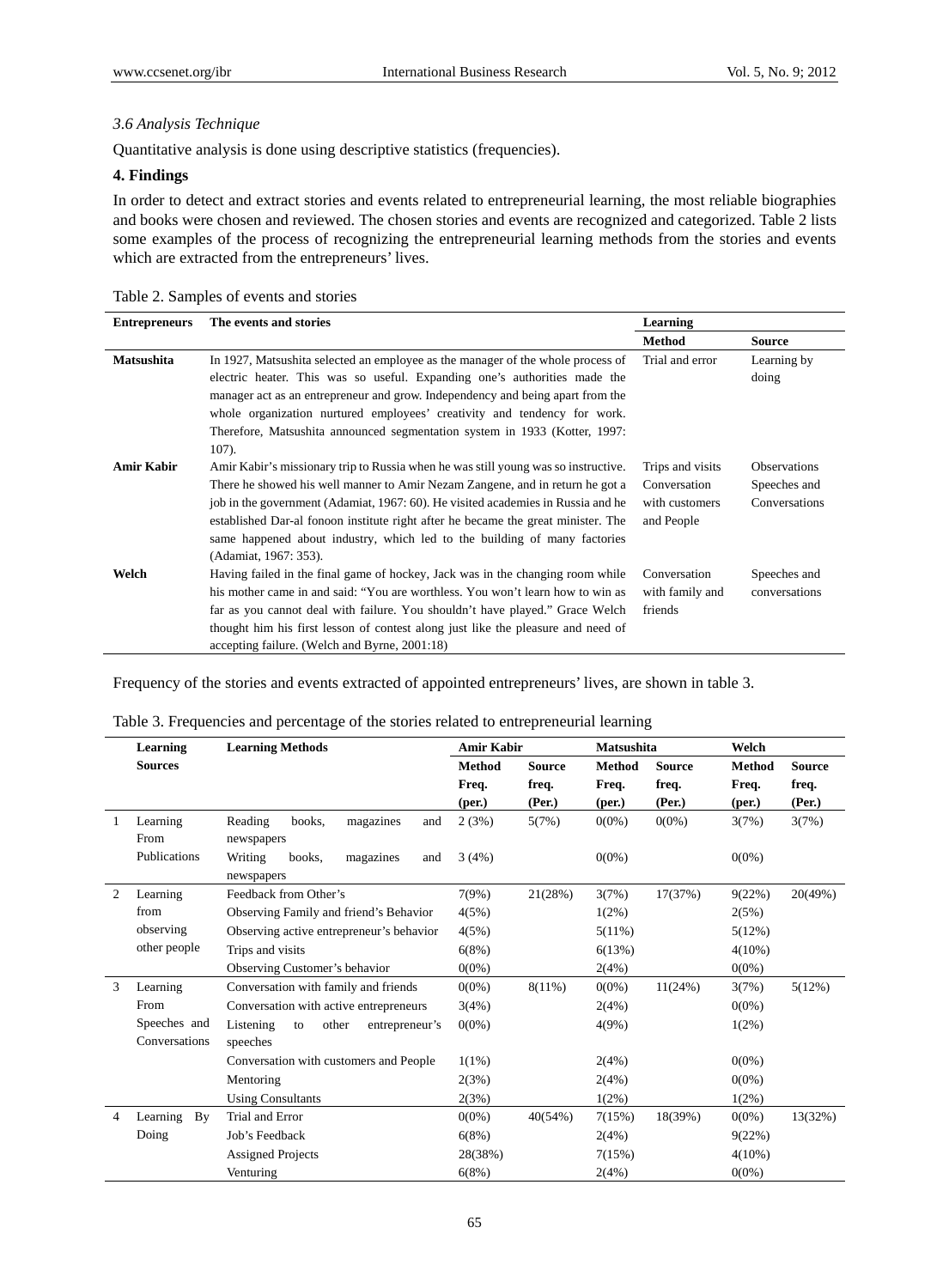*3.6 Analysis Technique*

Quantitative analysis is done using descriptive statistics (frequencies).

## 4. Findings

In order to detect and extract stories and events related to entrepreneurial learning, the most reliable biographies and books were chosen and reviewed. The chosen stories and events are recognized and categorized. Table 2 lists some examples of the process of recognizing the entrepreneurial learning methods from the stories and events which are extracted from the entrepreneurs' lives.

Table 2. Samples of events and stories

| Entrepreneurs | The events and stories | Learning | |
|---|---|---|---|
| | | Method | Source |
| Matsushita | In 1927, Matsushita selected an employee as the manager of the whole process of electric heater. This was so useful. Expanding one's authorities made the manager act as an entrepreneur and grow. Independency and being apart from the whole organization nurtured employees' creativity and tendency for work. Therefore, Matsushita announced segmentation system in 1933 (Kotter, 1997: 107). | Trial and error | Learning by doing |
| Amir Kabir | Amir Kabir's missionary trip to Russia when he was still young was so instructive. There he showed his well manner to Amir Nezam Zangene, and in return he got a job in the government (Adamiat, 1967: 60). He visited academies in Russia and he established Dar-al fonoon institute right after he became the great minister. The same happened about industry, which led to the building of many factories (Adamiat, 1967: 353). | Trips and visits Conversation with customers and People | Observations Speeches and Conversations |
| Welch | Having failed in the final game of hockey, Jack was in the changing room while his mother came in and said: "You are worthless. You won't learn how to win as far as you cannot deal with failure. You shouldn't have played." Grace Welch thought him his first lesson of contest along just like the pleasure and need of accepting failure. (Welch and Byrne, 2001:18) | Conversation with family and friends | Speeches and conversations |

Frequency of the stories and events extracted of appointed entrepreneurs' lives, are shown in table 3.

Table 3. Frequencies and percentage of the stories related to entrepreneurial learning

| | Learning Sources | Learning Methods | Amir Kabir | | Matsushita | | Welch | |
|---|---|---|---|---|---|---|---|---|
| | | | Method Freq. (per.) | Source freq. (Per.) | Method Freq. (per.) | Source freq. (Per.) | Method Freq. (per.) | Source freq. (Per.) |
| 1 | Learning From Publications | Reading books, magazines and newspapers | 2 (3%) | 5(7%) | 0(0%) | 0(0%) | 3(7%) | 3(7%) |
| | | Writing books, magazines and newspapers | 3 (4%) | | 0(0%) | | 0(0%) | |
| 2 | Learning from observing other people | Feedback from Other's | 7(9%) | 21(28%) | 3(7%) | 17(37%) | 9(22%) | 20(49%) |
| | | Observing Family and friend's Behavior | 4(5%) | | 1(2%) | | 2(5%) | |
| | | Observing active entrepreneur's behavior | 4(5%) | | 5(11%) | | 5(12%) | |
| | | Trips and visits | 6(8%) | | 6(13%) | | 4(10%) | |
| | | Observing Customer's behavior | 0(0%) | | 2(4%) | | 0(0%) | |
| 3 | Learning From Speeches and Conversations | Conversation with family and friends | 0(0%) | 8(11%) | 0(0%) | 11(24%) | 3(7%) | 5(12%) |
| | | Conversation with active entrepreneurs | 3(4%) | | 2(4%) | | 0(0%) | |
| | | Listening to other entrepreneur's speeches | 0(0%) | | 4(9%) | | 1(2%) | |
| | | Conversation with customers and People | 1(1%) | | 2(4%) | | 0(0%) | |
| | | Mentoring | 2(3%) | | 2(4%) | | 0(0%) | |
| | | Using Consultants | 2(3%) | | 1(2%) | | 1(2%) | |
| 4 | Learning By Doing | Trial and Error | 0(0%) | 40(54%) | 7(15%) | 18(39%) | 0(0%) | 13(32%) |
| | | Job's Feedback | 6(8%) | | 2(4%) | | 9(22%) | |
| | | Assigned Projects | 28(38%) | | 7(15%) | | 4(10%) | |
| | | Venturing | 6(8%) | | 2(4%) | | 0(0%) | |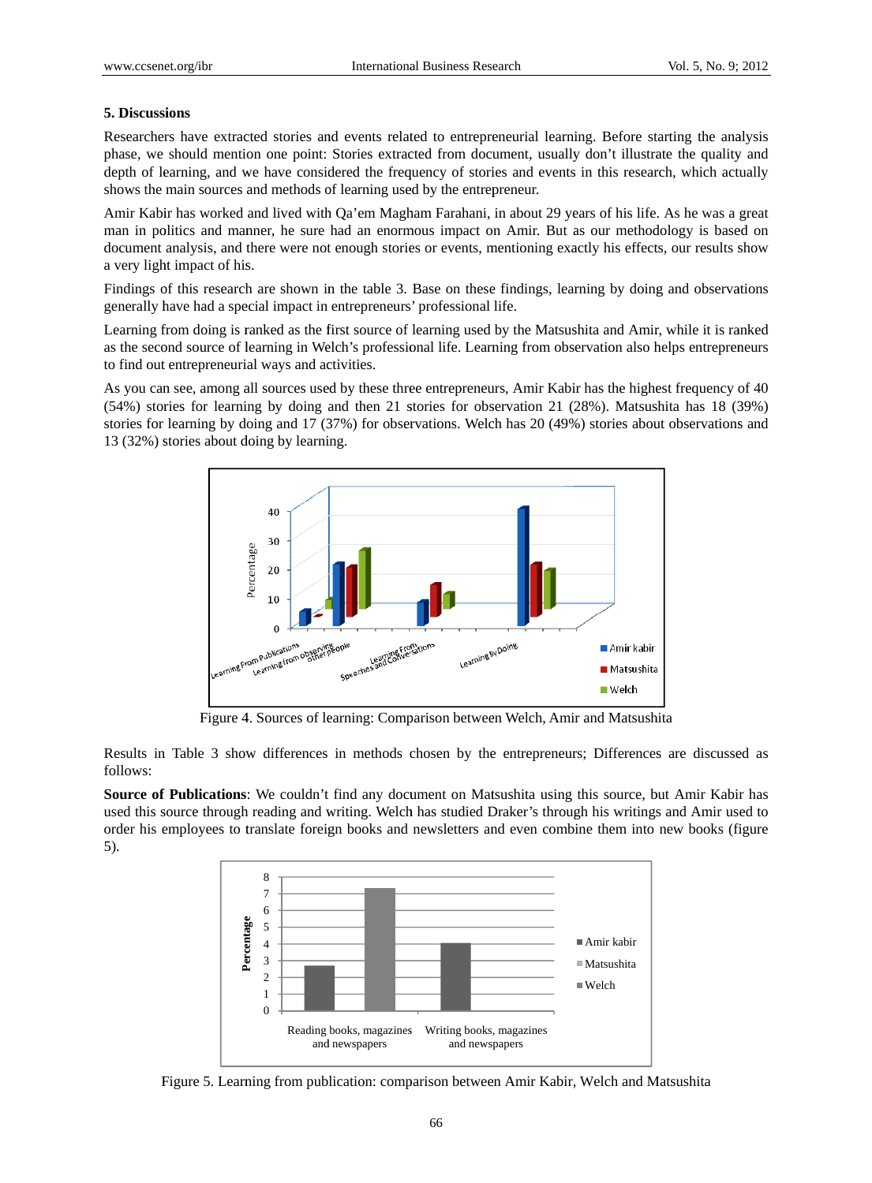## 5. Discussions

Researchers have extracted stories and events related to entrepreneurial learning. Before starting the analysis phase, we should mention one point: Stories extracted from document, usually don't illustrate the quality and depth of learning, and we have considered the frequency of stories and events in this research, which actually shows the main sources and methods of learning used by the entrepreneur.

Amir Kabir has worked and lived with Qa'em Magham Farahani, in about 29 years of his life. As he was a great man in politics and manner, he sure had an enormous impact on Amir. But as our methodology is based on document analysis, and there were not enough stories or events, mentioning exactly his effects, our results show a very light impact of his.

Findings of this research are shown in the table 3. Base on these findings, learning by doing and observations generally have had a special impact in entrepreneurs' professional life.

Learning from doing is ranked as the first source of learning used by the Matsushita and Amir, while it is ranked as the second source of learning in Welch's professional life. Learning from observation also helps entrepreneurs to find out entrepreneurial ways and activities.

As you can see, among all sources used by these three entrepreneurs, Amir Kabir has the highest frequency of 40 (54%) stories for learning by doing and then 21 stories for observation 21 (28%). Matsushita has 18 (39%) stories for learning by doing and 17 (37%) for observations. Welch has 20 (49%) stories about observations and 13 (32%) stories about doing by learning.

Figure 4. Sources of learning: Comparison between Welch, Amir and Matsushita

Results in Table 3 show differences in methods chosen by the entrepreneurs; Differences are discussed as follows:

**Source of Publications**: We couldn't find any document on Matsushita using this source, but Amir Kabir has used this source through reading and writing. Welch has studied Draker's through his writings and Amir used to order his employees to translate foreign books and newsletters and even combine them into new books (figure 5).

Figure 5. Learning from publication: comparison between Amir Kabir, Welch and Matsushita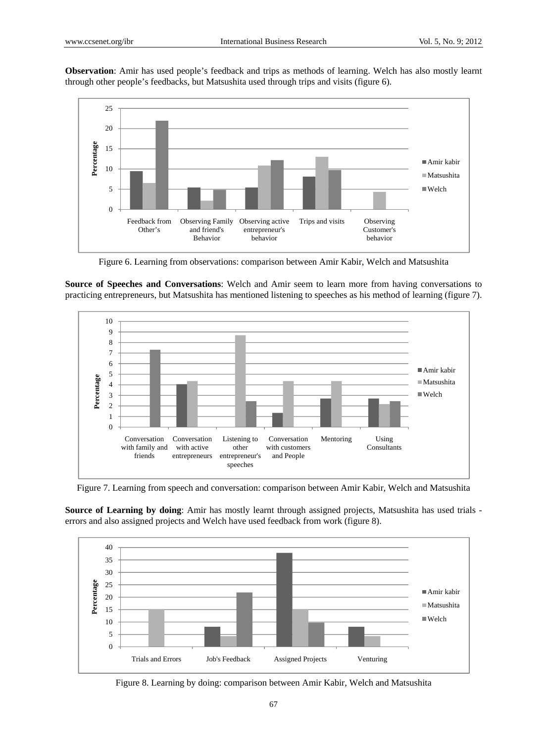**Observation**: Amir has used people's feedback and trips as methods of learning. Welch has also mostly learnt through other people's feedbacks, but Matsushita used through trips and visits (figure 6).

Figure 6. Learning from observations: comparison between Amir Kabir, Welch and Matsushita

**Source of Speeches and Conversations**: Welch and Amir seem to learn more from having conversations to practicing entrepreneurs, but Matsushita has mentioned listening to speeches as his method of learning (figure 7).

Figure 7. Learning from speech and conversation: comparison between Amir Kabir, Welch and Matsushita

**Source of Learning by doing**: Amir has mostly learnt through assigned projects, Matsushita has used trials - errors and also assigned projects and Welch have used feedback from work (figure 8).

Figure 8. Learning by doing: comparison between Amir Kabir, Welch and Matsushita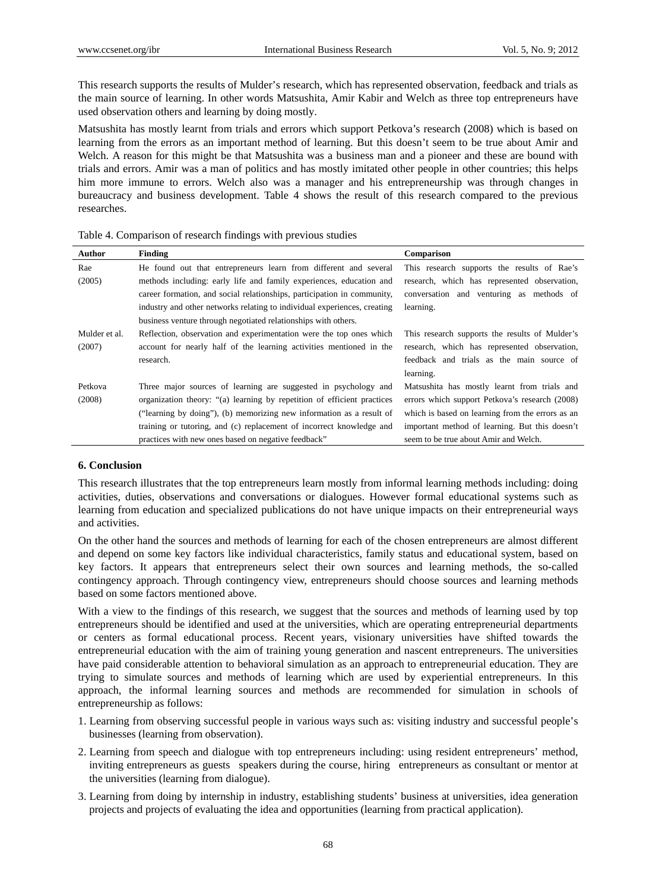This research supports the results of Mulder's research, which has represented observation, feedback and trials as the main source of learning. In other words Matsushita, Amir Kabir and Welch as three top entrepreneurs have used observation others and learning by doing mostly.

Matsushita has mostly learnt from trials and errors which support Petkova's research (2008) which is based on learning from the errors as an important method of learning. But this doesn't seem to be true about Amir and Welch. A reason for this might be that Matsushita was a business man and a pioneer and these are bound with trials and errors. Amir was a man of politics and has mostly imitated other people in other countries; this helps him more immune to errors. Welch also was a manager and his entrepreneurship was through changes in bureaucracy and business development. Table 4 shows the result of this research compared to the previous researches.

Table 4. Comparison of research findings with previous studies

| Author | Finding | Comparison |
|---|---|---|
| Rae (2005) | He found out that entrepreneurs learn from different and several methods including: early life and family experiences, education and career formation, and social relationships, participation in community, industry and other networks relating to individual experiences, creating business venture through negotiated relationships with others. | This research supports the results of Rae's research, which has represented observation, conversation and venturing as methods of learning. |
| Mulder et al. (2007) | Reflection, observation and experimentation were the top ones which account for nearly half of the learning activities mentioned in the research. | This research supports the results of Mulder's research, which has represented observation, feedback and trials as the main source of learning. |
| Petkova (2008) | Three major sources of learning are suggested in psychology and organization theory: "(a) learning by repetition of efficient practices ("learning by doing"), (b) memorizing new information as a result of training or tutoring, and (c) replacement of incorrect knowledge and practices with new ones based on negative feedback" | Matsushita has mostly learnt from trials and errors which support Petkova's research (2008) which is based on learning from the errors as an important method of learning. But this doesn't seem to be true about Amir and Welch. |

### 6. Conclusion

This research illustrates that the top entrepreneurs learn mostly from informal learning methods including: doing activities, duties, observations and conversations or dialogues. However formal educational systems such as learning from education and specialized publications do not have unique impacts on their entrepreneurial ways and activities.

On the other hand the sources and methods of learning for each of the chosen entrepreneurs are almost different and depend on some key factors like individual characteristics, family status and educational system, based on key factors. It appears that entrepreneurs select their own sources and learning methods, the so-called contingency approach. Through contingency view, entrepreneurs should choose sources and learning methods based on some factors mentioned above.

With a view to the findings of this research, we suggest that the sources and methods of learning used by top entrepreneurs should be identified and used at the universities, which are operating entrepreneurial departments or centers as formal educational process. Recent years, visionary universities have shifted towards the entrepreneurial education with the aim of training young generation and nascent entrepreneurs. The universities have paid considerable attention to behavioral simulation as an approach to entrepreneurial education. They are trying to simulate sources and methods of learning which are used by experiential entrepreneurs. In this approach, the informal learning sources and methods are recommended for simulation in schools of entrepreneurship as follows:

1. Learning from observing successful people in various ways such as: visiting industry and successful people's businesses (learning from observation).
2. Learning from speech and dialogue with top entrepreneurs including: using resident entrepreneurs' method, inviting entrepreneurs as guests speakers during the course, hiring entrepreneurs as consultant or mentor at the universities (learning from dialogue).
3. Learning from doing by internship in industry, establishing students' business at universities, idea generation projects and projects of evaluating the idea and opportunities (learning from practical application).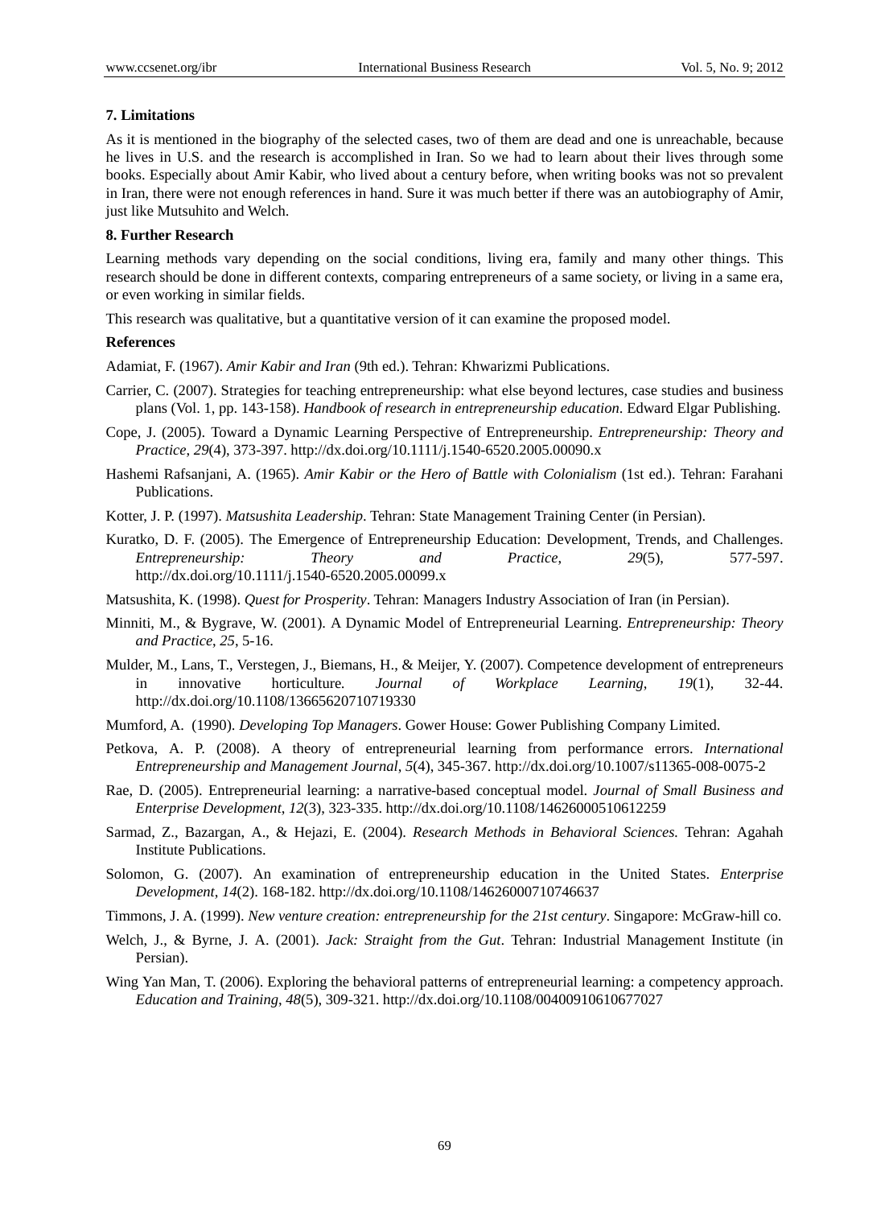## 7. Limitations

As it is mentioned in the biography of the selected cases, two of them are dead and one is unreachable, because he lives in U.S. and the research is accomplished in Iran. So we had to learn about their lives through some books. Especially about Amir Kabir, who lived about a century before, when writing books was not so prevalent in Iran, there were not enough references in hand. Sure it was much better if there was an autobiography of Amir, just like Mutsuhito and Welch.

## 8. Further Research

Learning methods vary depending on the social conditions, living era, family and many other things. This research should be done in different contexts, comparing entrepreneurs of a same society, or living in a same era, or even working in similar fields.

This research was qualitative, but a quantitative version of it can examine the proposed model.

## References

Adamiat, F. (1967). *Amir Kabir and Iran* (9th ed.). Tehran: Khwarizmi Publications.

Carrier, C. (2007). Strategies for teaching entrepreneurship: what else beyond lectures, case studies and business plans (Vol. 1, pp. 143-158). *Handbook of research in entrepreneurship education*. Edward Elgar Publishing.

Cope, J. (2005). Toward a Dynamic Learning Perspective of Entrepreneurship. *Entrepreneurship: Theory and Practice*, *29*(4), 373-397. http://dx.doi.org/10.1111/j.1540-6520.2005.00090.x

Hashemi Rafsanjani, A. (1965). *Amir Kabir or the Hero of Battle with Colonialism* (1st ed.). Tehran: Farahani Publications.

Kotter, J. P. (1997). *Matsushita Leadership*. Tehran: State Management Training Center (in Persian).

Kuratko, D. F. (2005). The Emergence of Entrepreneurship Education: Development, Trends, and Challenges. *Entrepreneurship: Theory and Practice*, *29*(5), 577-597. http://dx.doi.org/10.1111/j.1540-6520.2005.00099.x

Matsushita, K. (1998). *Quest for Prosperity*. Tehran: Managers Industry Association of Iran (in Persian).

Minniti, M., & Bygrave, W. (2001). A Dynamic Model of Entrepreneurial Learning. *Entrepreneurship: Theory and Practice*, *25*, 5-16.

Mulder, M., Lans, T., Verstegen, J., Biemans, H., & Meijer, Y. (2007). Competence development of entrepreneurs in innovative horticulture. *Journal of Workplace Learning*, *19*(1), 32-44. http://dx.doi.org/10.1108/13665620710719330

Mumford, A. (1990). *Developing Top Managers*. Gower House: Gower Publishing Company Limited.

Petkova, A. P. (2008). A theory of entrepreneurial learning from performance errors. *International Entrepreneurship and Management Journal*, *5*(4), 345-367. http://dx.doi.org/10.1007/s11365-008-0075-2

Rae, D. (2005). Entrepreneurial learning: a narrative-based conceptual model. *Journal of Small Business and Enterprise Development*, *12*(3), 323-335. http://dx.doi.org/10.1108/14626000510612259

Sarmad, Z., Bazargan, A., & Hejazi, E. (2004). *Research Methods in Behavioral Sciences.* Tehran: Agahah Institute Publications.

Solomon, G. (2007). An examination of entrepreneurship education in the United States. *Enterprise Development*, *14*(2). 168-182. http://dx.doi.org/10.1108/14626000710746637

Timmons, J. A. (1999). *New venture creation: entrepreneurship for the 21st century*. Singapore: McGraw-hill co.

Welch, J., & Byrne, J. A. (2001). *Jack: Straight from the Gut*. Tehran: Industrial Management Institute (in Persian).

Wing Yan Man, T. (2006). Exploring the behavioral patterns of entrepreneurial learning: a competency approach. *Education and Training*, *48*(5), 309-321. http://dx.doi.org/10.1108/00400910610677027